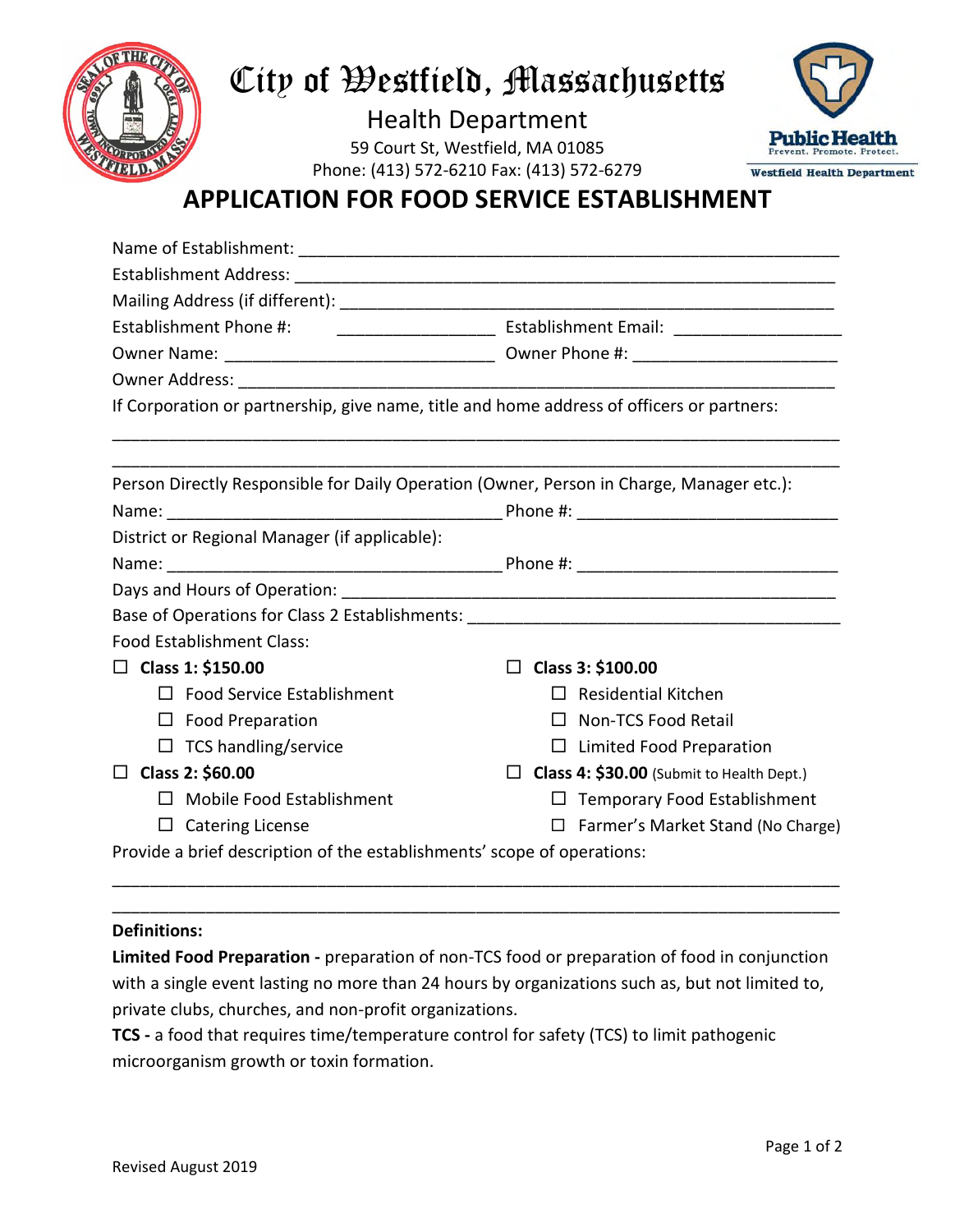# City of Westfield, Massachusetts

Health Department

59 Court St, Westfield, MA 01085

Phone: (413) 572-6210 Fax: (413) 572-6279

Public Health
Prevent. Promote. Protect.
Westfield Health Department

## APPLICATION FOR FOOD SERVICE ESTABLISHMENT

Name of Establishment: ____________________________________________________________

Establishment Address: ____________________________________________________________

Mailing Address (if different): ______________________________________________________

Establishment Phone #: ________________ Establishment Email: __________________

Owner Name: _____________________________ Owner Phone #: _____________________

Owner Address: _____________________________________________________________

If Corporation or partnership, give name, title and home address of officers or partners:

_____________________________________________________________________________

_____________________________________________________________________________

Person Directly Responsible for Daily Operation (Owner, Person in Charge, Manager etc.):

Name: ____________________________________ Phone #: ___________________________

District or Regional Manager (if applicable):

Name: ____________________________________ Phone #: ___________________________

Days and Hours of Operation: _______________________________________________________

Base of Operations for Class 2 Establishments: ________________________________________

Food Establishment Class:

- ☐ **Class 1: $150.00**
  - ☐ Food Service Establishment
  - ☐ Food Preparation
  - ☐ TCS handling/service
- ☐ **Class 2: $60.00**
  - ☐ Mobile Food Establishment
  - ☐ Catering License
- ☐ **Class 3: $100.00**
  - ☐ Residential Kitchen
  - ☐ Non-TCS Food Retail
  - ☐ Limited Food Preparation
- ☐ **Class 4: $30.00** (Submit to Health Dept.)
  - ☐ Temporary Food Establishment
  - ☐ Farmer's Market Stand (No Charge)

Provide a brief description of the establishments' scope of operations:

_____________________________________________________________________________

_____________________________________________________________________________

**Definitions:**

**Limited Food Preparation -** preparation of non-TCS food or preparation of food in conjunction with a single event lasting no more than 24 hours by organizations such as, but not limited to, private clubs, churches, and non-profit organizations.

**TCS -** a food that requires time/temperature control for safety (TCS) to limit pathogenic microorganism growth or toxin formation.

Revised August 2019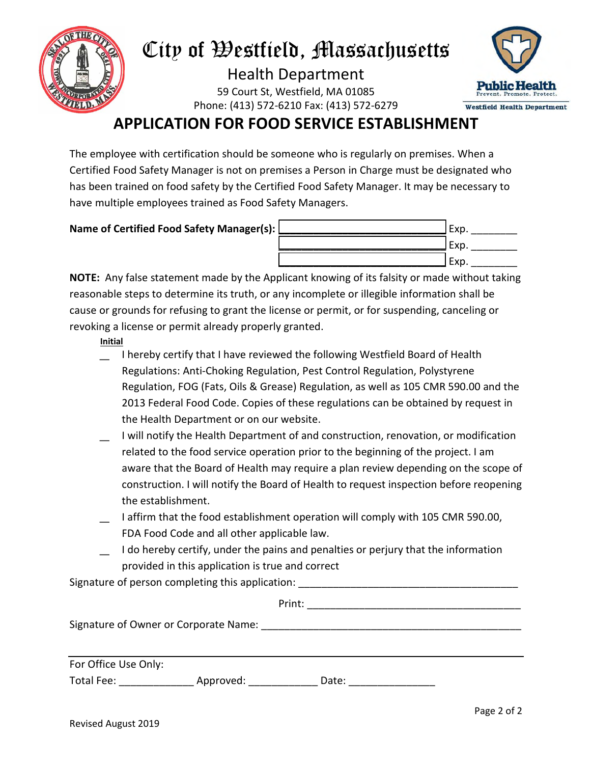# City of Westfield, Massachusetts

Health Department

59 Court St, Westfield, MA 01085

Phone: (413) 572-6210 Fax: (413) 572-6279

Public Health
Prevent. Promote. Protect.
Westfield Health Department

## APPLICATION FOR FOOD SERVICE ESTABLISHMENT

The employee with certification should be someone who is regularly on premises. When a Certified Food Safety Manager is not on premises a Person in Charge must be designated who has been trained on food safety by the Certified Food Safety Manager. It may be necessary to have multiple employees trained as Food Safety Managers.

**Name of Certified Food Safety Manager(s):** ____________________________ Exp. ________

____________________________ Exp. ________

____________________________ Exp. ________

**NOTE:** Any false statement made by the Applicant knowing of its falsity or made without taking reasonable steps to determine its truth, or any incomplete or illegible information shall be cause or grounds for refusing to grant the license or permit, or for suspending, canceling or revoking a license or permit already properly granted.

**Initial**

__ I hereby certify that I have reviewed the following Westfield Board of Health Regulations: Anti-Choking Regulation, Pest Control Regulation, Polystyrene Regulation, FOG (Fats, Oils & Grease) Regulation, as well as 105 CMR 590.00 and the 2013 Federal Food Code. Copies of these regulations can be obtained by request in the Health Department or on our website.

__ I will notify the Health Department of and construction, renovation, or modification related to the food service operation prior to the beginning of the project. I am aware that the Board of Health may require a plan review depending on the scope of construction. I will notify the Board of Health to request inspection before reopening the establishment.

__ I affirm that the food establishment operation will comply with 105 CMR 590.00, FDA Food Code and all other applicable law.

__ I do hereby certify, under the pains and penalties or perjury that the information provided in this application is true and correct

Signature of person completing this application: ______________________________________

Print: ______________________________________

Signature of Owner or Corporate Name: ____________________________________________

---

For Office Use Only:

Total Fee: _____________ Approved: ____________ Date: _______________

Revised August 2019